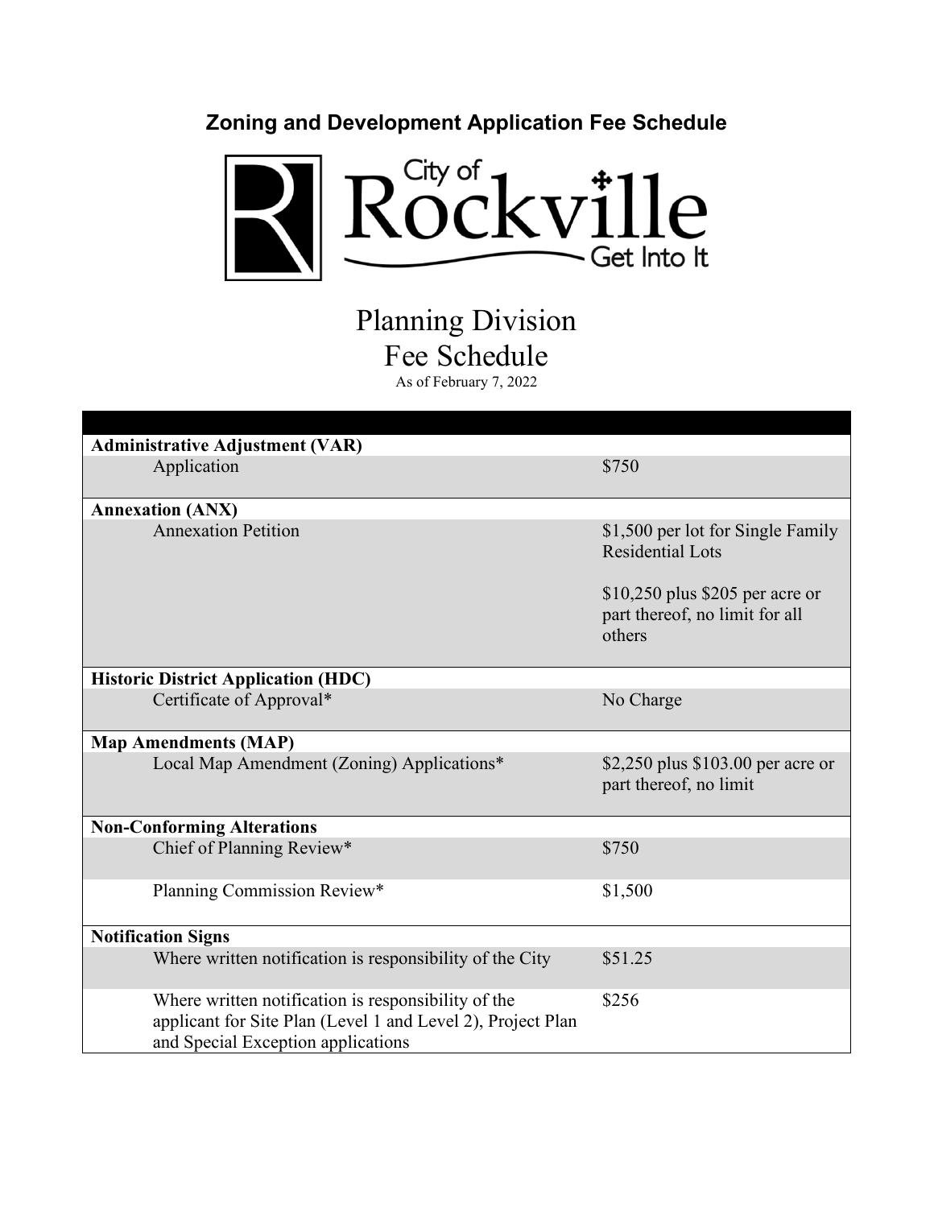# Zoning and Development Application Fee Schedule

City of Rockville
Get Into It

## Planning Division
## Fee Schedule

As of February 7, 2022

| | |
|---|---|
| **Administrative Adjustment (VAR)** | |
| Application | $750 |
| **Annexation (ANX)** | |
| Annexation Petition | $1,500 per lot for Single Family Residential Lots<br><br>$10,250 plus $205 per acre or part thereof, no limit for all others |
| **Historic District Application (HDC)** | |
| Certificate of Approval* | No Charge |
| **Map Amendments (MAP)** | |
| Local Map Amendment (Zoning) Applications* | $2,250 plus $103.00 per acre or part thereof, no limit |
| **Non-Conforming Alterations** | |
| Chief of Planning Review* | $750 |
| Planning Commission Review* | $1,500 |
| **Notification Signs** | |
| Where written notification is responsibility of the City | $51.25 |
| Where written notification is responsibility of the applicant for Site Plan (Level 1 and Level 2), Project Plan and Special Exception applications | $256 |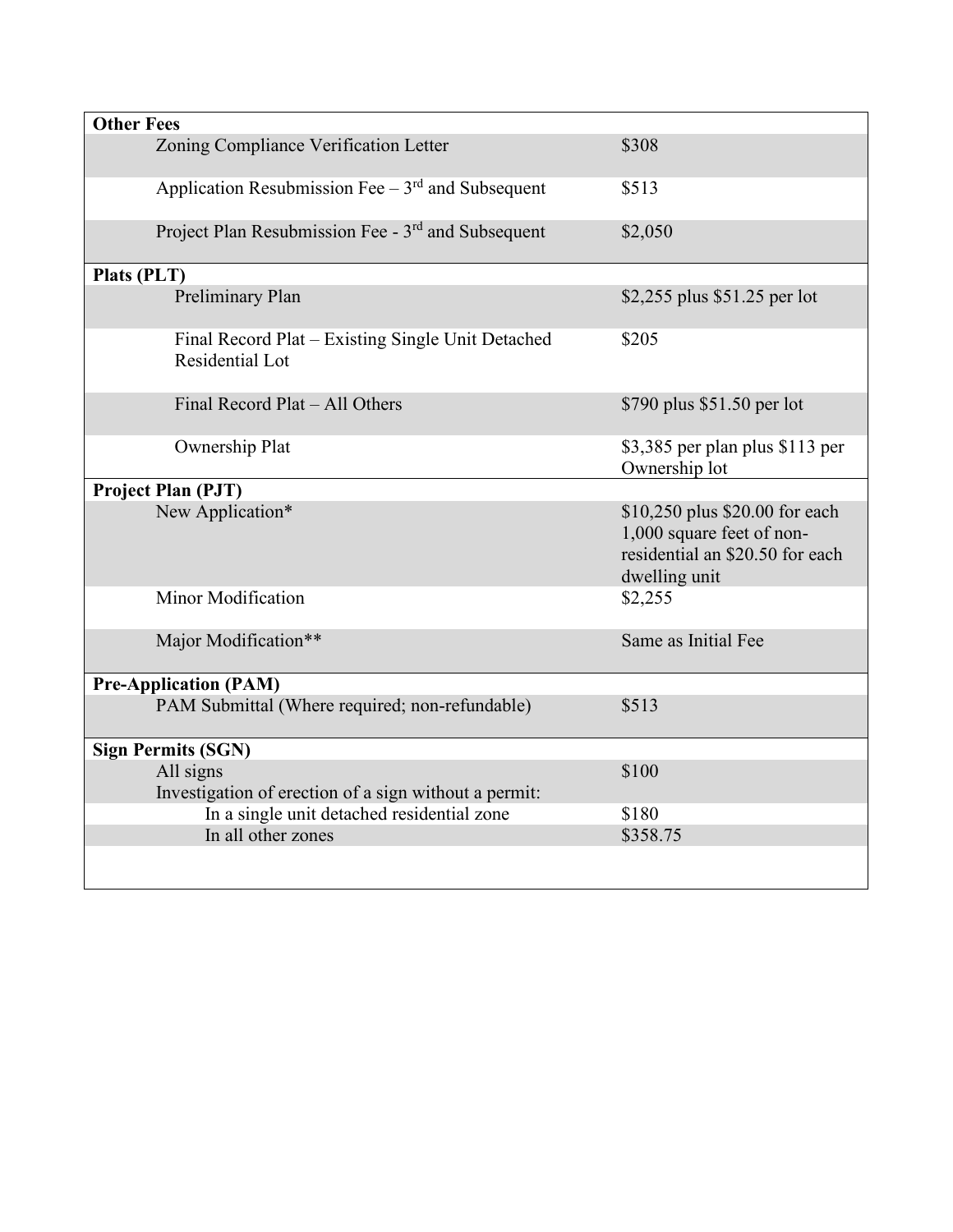| Item | Fee |
|---|---|
| **Other Fees** | |
| Zoning Compliance Verification Letter | \$308 |
| Application Resubmission Fee – 3rd and Subsequent | \$513 |
| Project Plan Resubmission Fee - 3rd and Subsequent | \$2,050 |
| **Plats (PLT)** | |
| Preliminary Plan | \$2,255 plus \$51.25 per lot |
| Final Record Plat – Existing Single Unit Detached Residential Lot | \$205 |
| Final Record Plat – All Others | \$790 plus \$51.50 per lot |
| Ownership Plat | \$3,385 per plan plus \$113 per Ownership lot |
| **Project Plan (PJT)** | |
| New Application* | \$10,250 plus \$20.00 for each 1,000 square feet of non-residential an \$20.50 for each dwelling unit |
| Minor Modification | \$2,255 |
| Major Modification** | Same as Initial Fee |
| **Pre-Application (PAM)** | |
| PAM Submittal (Where required; non-refundable) | \$513 |
| **Sign Permits (SGN)** | |
| All signs | \$100 |
| Investigation of erection of a sign without a permit: | |
| In a single unit detached residential zone | \$180 |
| In all other zones | \$358.75 |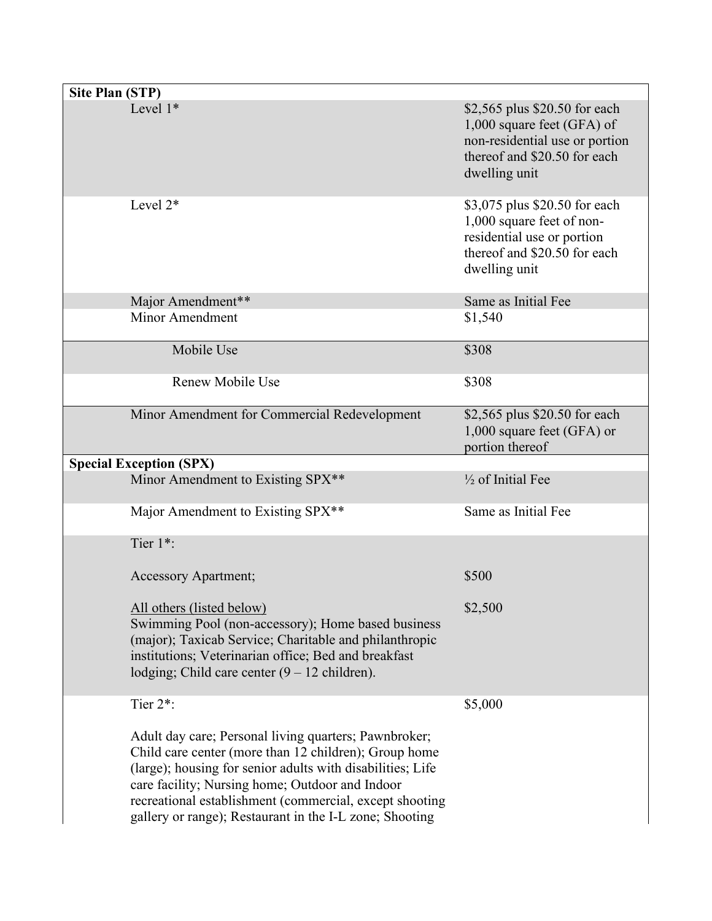| Application Type | Fee |
|---|---|
| **Site Plan (STP)** | |
| Level 1* | $2,565 plus $20.50 for each 1,000 square feet (GFA) of non-residential use or portion thereof and $20.50 for each dwelling unit |
| Level 2* | $3,075 plus $20.50 for each 1,000 square feet of non-residential use or portion thereof and $20.50 for each dwelling unit |
| Major Amendment** | Same as Initial Fee |
| Minor Amendment | $1,540 |
| Mobile Use | $308 |
| Renew Mobile Use | $308 |
| Minor Amendment for Commercial Redevelopment | $2,565 plus $20.50 for each 1,000 square feet (GFA) or portion thereof |
| **Special Exception (SPX)** | |
| Minor Amendment to Existing SPX** | ½ of Initial Fee |
| Major Amendment to Existing SPX** | Same as Initial Fee |
| Tier 1*: | |
| Accessory Apartment; | $500 |
| All others (listed below) Swimming Pool (non-accessory); Home based business (major); Taxicab Service; Charitable and philanthropic institutions; Veterinarian office; Bed and breakfast lodging; Child care center (9 – 12 children). | $2,500 |
| Tier 2*: Adult day care; Personal living quarters; Pawnbroker; Child care center (more than 12 children); Group home (large); housing for senior adults with disabilities; Life care facility; Nursing home; Outdoor and Indoor recreational establishment (commercial, except shooting gallery or range); Restaurant in the I-L zone; Shooting | $5,000 |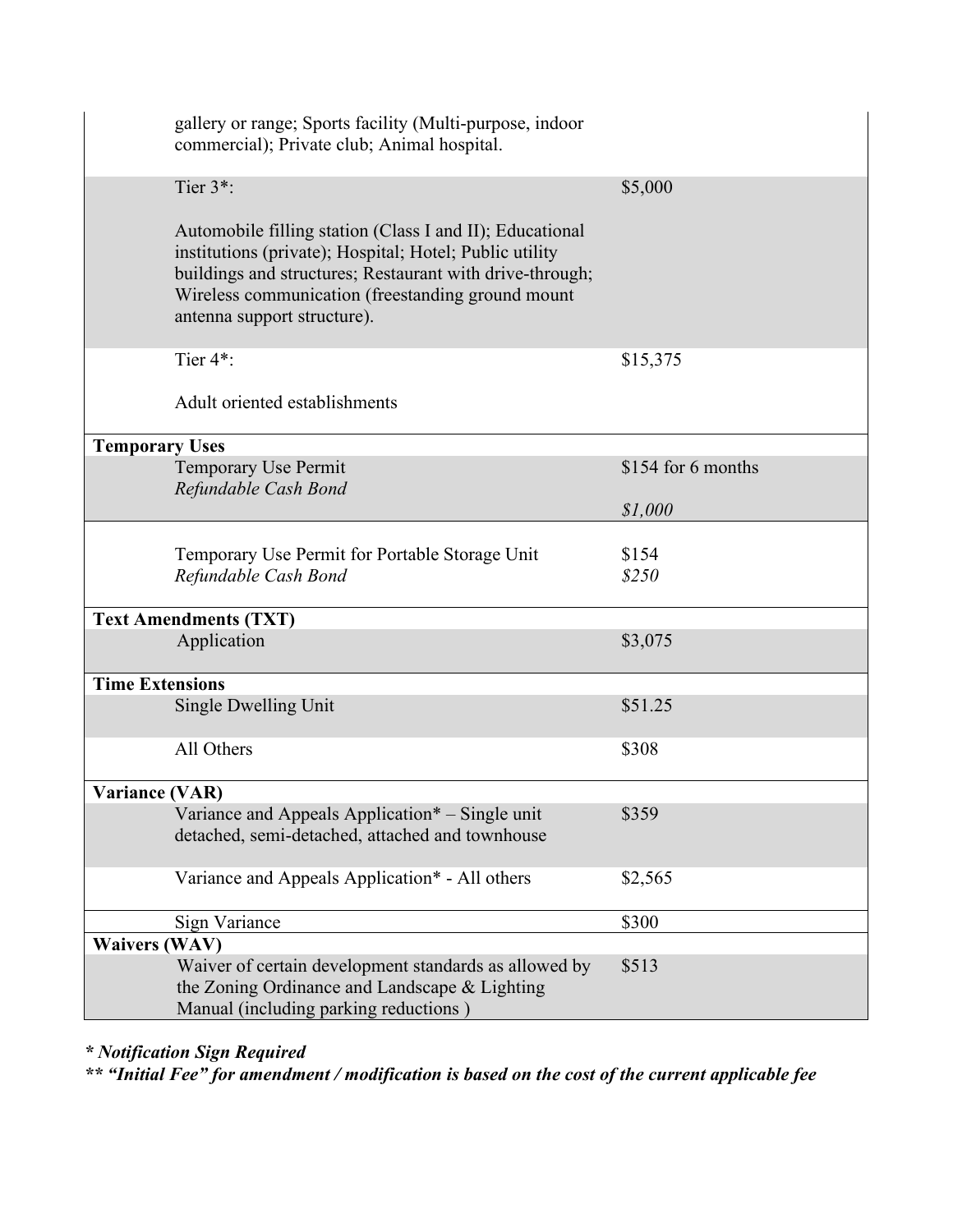| | |
|---|---|
| gallery or range; Sports facility (Multi-purpose, indoor commercial); Private club; Animal hospital. | |
| Tier 3*:<br><br>Automobile filling station (Class I and II); Educational institutions (private); Hospital; Hotel; Public utility buildings and structures; Restaurant with drive-through; Wireless communication (freestanding ground mount antenna support structure). | $5,000 |
| Tier 4*:<br><br>Adult oriented establishments | $15,375 |
| **Temporary Uses** | |
| Temporary Use Permit<br>*Refundable Cash Bond* | $154 for 6 months<br>*$1,000* |
| Temporary Use Permit for Portable Storage Unit<br>*Refundable Cash Bond* | $154<br>*$250* |
| **Text Amendments (TXT)** | |
| Application | $3,075 |
| **Time Extensions** | |
| Single Dwelling Unit | $51.25 |
| All Others | $308 |
| **Variance (VAR)** | |
| Variance and Appeals Application* – Single unit detached, semi-detached, attached and townhouse | $359 |
| Variance and Appeals Application* - All others | $2,565 |
| Sign Variance | $300 |
| **Waivers (WAV)** | |
| Waiver of certain development standards as allowed by the Zoning Ordinance and Landscape & Lighting Manual (including parking reductions ) | $513 |

***\* Notification Sign Required***

***\*\* "Initial Fee" for amendment / modification is based on the cost of the current applicable fee***